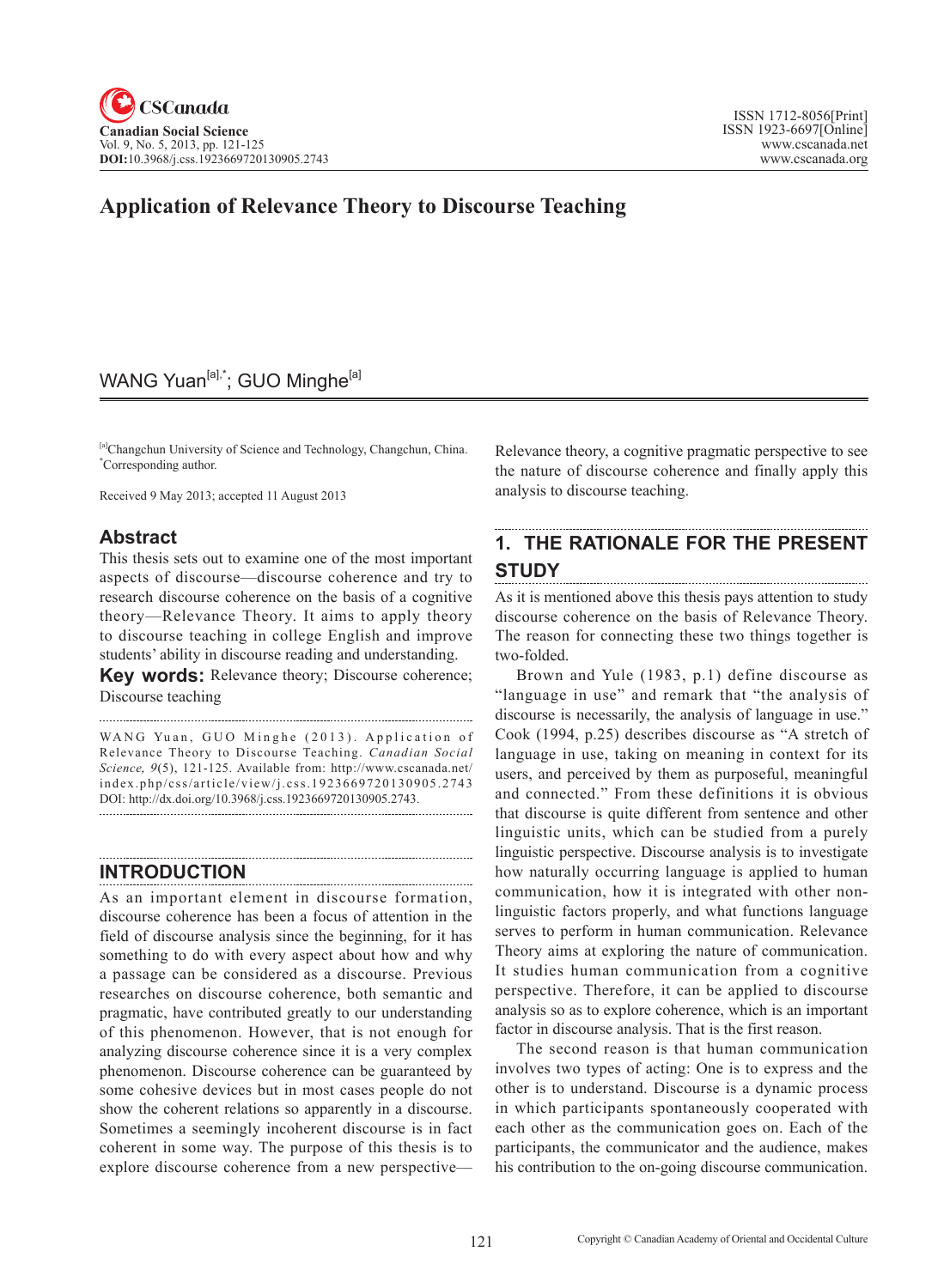# Application of Relevance Theory to Discourse Teaching

WANG Yuan[a],*; GUO Minghe[a]

[a]Changchun University of Science and Technology, Changchun, China.
*Corresponding author.

Received 9 May 2013; accepted 11 August 2013

## Abstract

This thesis sets out to examine one of the most important aspects of discourse—discourse coherence and try to research discourse coherence on the basis of a cognitive theory—Relevance Theory. It aims to apply theory to discourse teaching in college English and improve students' ability in discourse reading and understanding.

**Key words:** Relevance theory; Discourse coherence; Discourse teaching

WANG Yuan, GUO Minghe (2013). Application of Relevance Theory to Discourse Teaching. *Canadian Social Science, 9*(5), 121-125. Available from: http://www.cscanada.net/index.php/css/article/view/j.css.1923669720130905.2743 DOI: http://dx.doi.org/10.3968/j.css.1923669720130905.2743.

## INTRODUCTION

As an important element in discourse formation, discourse coherence has been a focus of attention in the field of discourse analysis since the beginning, for it has something to do with every aspect about how and why a passage can be considered as a discourse. Previous researches on discourse coherence, both semantic and pragmatic, have contributed greatly to our understanding of this phenomenon. However, that is not enough for analyzing discourse coherence since it is a very complex phenomenon. Discourse coherence can be guaranteed by some cohesive devices but in most cases people do not show the coherent relations so apparently in a discourse. Sometimes a seemingly incoherent discourse is in fact coherent in some way. The purpose of this thesis is to explore discourse coherence from a new perspective—Relevance theory, a cognitive pragmatic perspective to see the nature of discourse coherence and finally apply this analysis to discourse teaching.

## 1. THE RATIONALE FOR THE PRESENT STUDY

As it is mentioned above this thesis pays attention to study discourse coherence on the basis of Relevance Theory. The reason for connecting these two things together is two-folded.

Brown and Yule (1983, p.1) define discourse as "language in use" and remark that "the analysis of discourse is necessarily, the analysis of language in use." Cook (1994, p.25) describes discourse as "A stretch of language in use, taking on meaning in context for its users, and perceived by them as purposeful, meaningful and connected." From these definitions it is obvious that discourse is quite different from sentence and other linguistic units, which can be studied from a purely linguistic perspective. Discourse analysis is to investigate how naturally occurring language is applied to human communication, how it is integrated with other non-linguistic factors properly, and what functions language serves to perform in human communication. Relevance Theory aims at exploring the nature of communication. It studies human communication from a cognitive perspective. Therefore, it can be applied to discourse analysis so as to explore coherence, which is an important factor in discourse analysis. That is the first reason.

The second reason is that human communication involves two types of acting: One is to express and the other is to understand. Discourse is a dynamic process in which participants spontaneously cooperated with each other as the communication goes on. Each of the participants, the communicator and the audience, makes his contribution to the on-going discourse communication.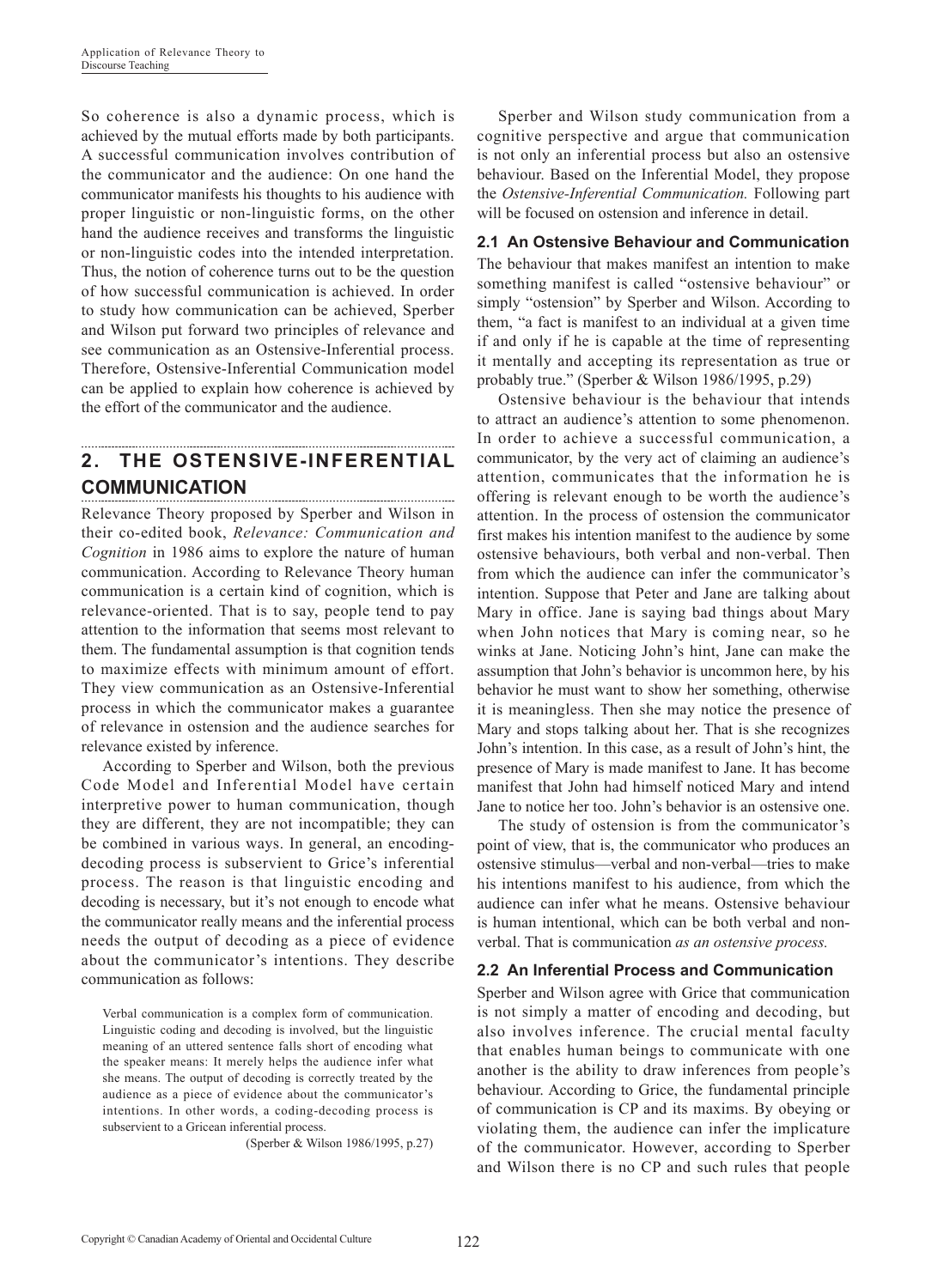So coherence is also a dynamic process, which is achieved by the mutual efforts made by both participants. A successful communication involves contribution of the communicator and the audience: On one hand the communicator manifests his thoughts to his audience with proper linguistic or non-linguistic forms, on the other hand the audience receives and transforms the linguistic or non-linguistic codes into the intended interpretation. Thus, the notion of coherence turns out to be the question of how successful communication is achieved. In order to study how communication can be achieved, Sperber and Wilson put forward two principles of relevance and see communication as an Ostensive-Inferential process. Therefore, Ostensive-Inferential Communication model can be applied to explain how coherence is achieved by the effort of the communicator and the audience.

## 2. THE OSTENSIVE-INFERENTIAL COMMUNICATION

Relevance Theory proposed by Sperber and Wilson in their co-edited book, *Relevance: Communication and Cognition* in 1986 aims to explore the nature of human communication. According to Relevance Theory human communication is a certain kind of cognition, which is relevance-oriented. That is to say, people tend to pay attention to the information that seems most relevant to them. The fundamental assumption is that cognition tends to maximize effects with minimum amount of effort. They view communication as an Ostensive-Inferential process in which the communicator makes a guarantee of relevance in ostension and the audience searches for relevance existed by inference.

According to Sperber and Wilson, both the previous Code Model and Inferential Model have certain interpretive power to human communication, though they are different, they are not incompatible; they can be combined in various ways. In general, an encoding-decoding process is subservient to Grice's inferential process. The reason is that linguistic encoding and decoding is necessary, but it's not enough to encode what the communicator really means and the inferential process needs the output of decoding as a piece of evidence about the communicator's intentions. They describe communication as follows:

> Verbal communication is a complex form of communication. Linguistic coding and decoding is involved, but the linguistic meaning of an uttered sentence falls short of encoding what the speaker means: It merely helps the audience infer what she means. The output of decoding is correctly treated by the audience as a piece of evidence about the communicator's intentions. In other words, a coding-decoding process is subservient to a Gricean inferential process.
>
> (Sperber & Wilson 1986/1995, p.27)

Sperber and Wilson study communication from a cognitive perspective and argue that communication is not only an inferential process but also an ostensive behaviour. Based on the Inferential Model, they propose the *Ostensive-Inferential Communication.* Following part will be focused on ostension and inference in detail.

### 2.1 An Ostensive Behaviour and Communication

The behaviour that makes manifest an intention to make something manifest is called "ostensive behaviour" or simply "ostension" by Sperber and Wilson. According to them, "a fact is manifest to an individual at a given time if and only if he is capable at the time of representing it mentally and accepting its representation as true or probably true." (Sperber & Wilson 1986/1995, p.29)

Ostensive behaviour is the behaviour that intends to attract an audience's attention to some phenomenon. In order to achieve a successful communication, a communicator, by the very act of claiming an audience's attention, communicates that the information he is offering is relevant enough to be worth the audience's attention. In the process of ostension the communicator first makes his intention manifest to the audience by some ostensive behaviours, both verbal and non-verbal. Then from which the audience can infer the communicator's intention. Suppose that Peter and Jane are talking about Mary in office. Jane is saying bad things about Mary when John notices that Mary is coming near, so he winks at Jane. Noticing John's hint, Jane can make the assumption that John's behavior is uncommon here, by his behavior he must want to show her something, otherwise it is meaningless. Then she may notice the presence of Mary and stops talking about her. That is she recognizes John's intention. In this case, as a result of John's hint, the presence of Mary is made manifest to Jane. It has become manifest that John had himself noticed Mary and intend Jane to notice her too. John's behavior is an ostensive one.

The study of ostension is from the communicator's point of view, that is, the communicator who produces an ostensive stimulus—verbal and non-verbal—tries to make his intentions manifest to his audience, from which the audience can infer what he means. Ostensive behaviour is human intentional, which can be both verbal and non-verbal. That is communication *as an ostensive process.*

### 2.2 An Inferential Process and Communication

Sperber and Wilson agree with Grice that communication is not simply a matter of encoding and decoding, but also involves inference. The crucial mental faculty that enables human beings to communicate with one another is the ability to draw inferences from people's behaviour. According to Grice, the fundamental principle of communication is CP and its maxims. By obeying or violating them, the audience can infer the implicature of the communicator. However, according to Sperber and Wilson there is no CP and such rules that people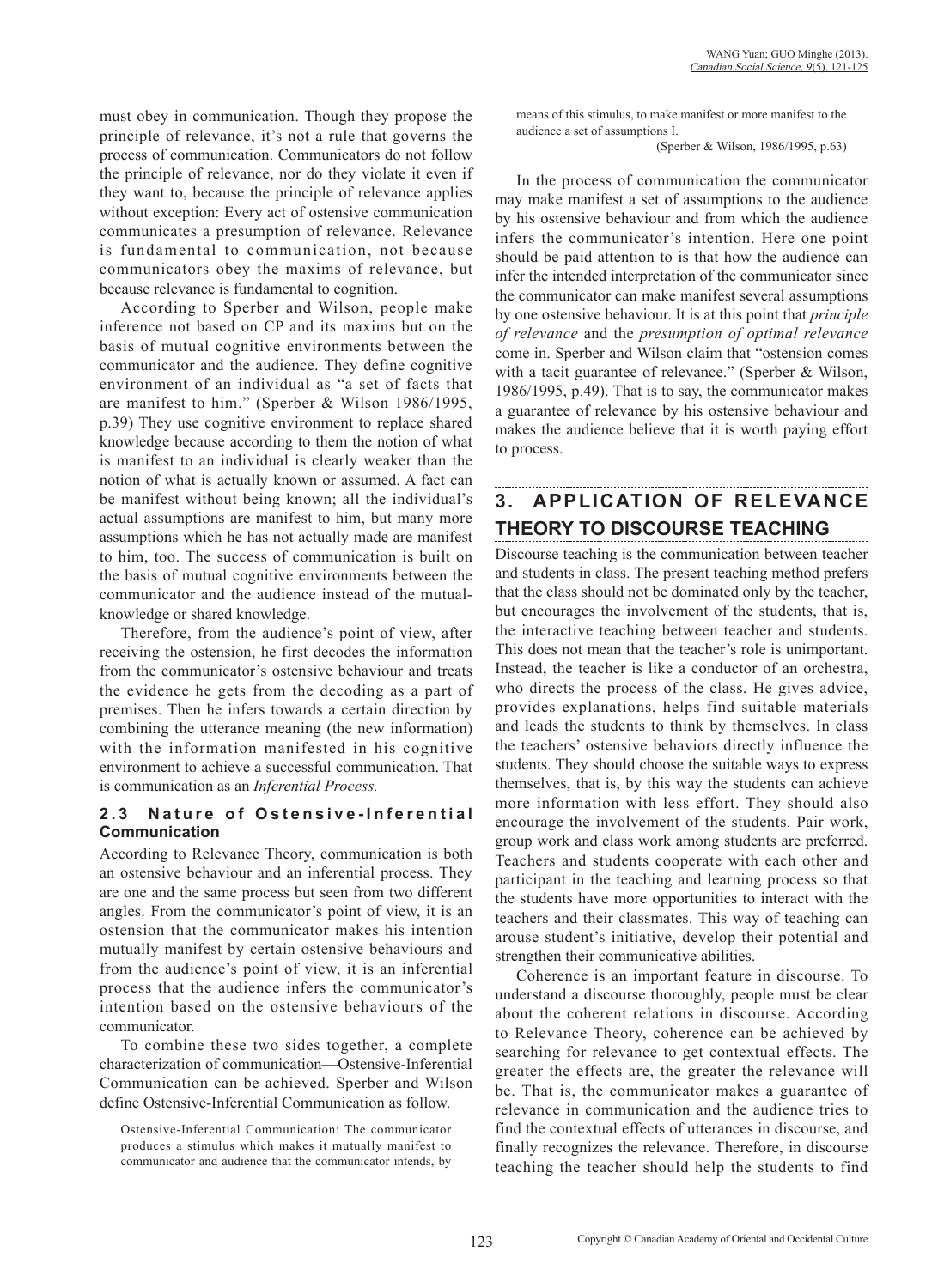must obey in communication. Though they propose the principle of relevance, it's not a rule that governs the process of communication. Communicators do not follow the principle of relevance, nor do they violate it even if they want to, because the principle of relevance applies without exception: Every act of ostensive communication communicates a presumption of relevance. Relevance is fundamental to communication, not because communicators obey the maxims of relevance, but because relevance is fundamental to cognition.

According to Sperber and Wilson, people make inference not based on CP and its maxims but on the basis of mutual cognitive environments between the communicator and the audience. They define cognitive environment of an individual as "a set of facts that are manifest to him." (Sperber & Wilson 1986/1995, p.39) They use cognitive environment to replace shared knowledge because according to them the notion of what is manifest to an individual is clearly weaker than the notion of what is actually known or assumed. A fact can be manifest without being known; all the individual's actual assumptions are manifest to him, but many more assumptions which he has not actually made are manifest to him, too. The success of communication is built on the basis of mutual cognitive environments between the communicator and the audience instead of the mutual-knowledge or shared knowledge.

Therefore, from the audience's point of view, after receiving the ostension, he first decodes the information from the communicator's ostensive behaviour and treats the evidence he gets from the decoding as a part of premises. Then he infers towards a certain direction by combining the utterance meaning (the new information) with the information manifested in his cognitive environment to achieve a successful communication. That is communication as an *Inferential Process.*

### 2.3 Nature of Ostensive-Inferential Communication

According to Relevance Theory, communication is both an ostensive behaviour and an inferential process. They are one and the same process but seen from two different angles. From the communicator's point of view, it is an ostension that the communicator makes his intention mutually manifest by certain ostensive behaviours and from the audience's point of view, it is an inferential process that the audience infers the communicator's intention based on the ostensive behaviours of the communicator.

To combine these two sides together, a complete characterization of communication—Ostensive-Inferential Communication can be achieved. Sperber and Wilson define Ostensive-Inferential Communication as follow.

> Ostensive-Inferential Communication: The communicator produces a stimulus which makes it mutually manifest to communicator and audience that the communicator intends, by means of this stimulus, to make manifest or more manifest to the audience a set of assumptions I.
>
> (Sperber & Wilson, 1986/1995, p.63)

In the process of communication the communicator may make manifest a set of assumptions to the audience by his ostensive behaviour and from which the audience infers the communicator's intention. Here one point should be paid attention to is that how the audience can infer the intended interpretation of the communicator since the communicator can make manifest several assumptions by one ostensive behaviour. It is at this point that *principle of relevance* and the *presumption of optimal relevance* come in. Sperber and Wilson claim that "ostension comes with a tacit guarantee of relevance." (Sperber & Wilson, 1986/1995, p.49). That is to say, the communicator makes a guarantee of relevance by his ostensive behaviour and makes the audience believe that it is worth paying effort to process.

## 3. APPLICATION OF RELEVANCE THEORY TO DISCOURSE TEACHING

Discourse teaching is the communication between teacher and students in class. The present teaching method prefers that the class should not be dominated only by the teacher, but encourages the involvement of the students, that is, the interactive teaching between teacher and students. This does not mean that the teacher's role is unimportant. Instead, the teacher is like a conductor of an orchestra, who directs the process of the class. He gives advice, provides explanations, helps find suitable materials and leads the students to think by themselves. In class the teachers' ostensive behaviors directly influence the students. They should choose the suitable ways to express themselves, that is, by this way the students can achieve more information with less effort. They should also encourage the involvement of the students. Pair work, group work and class work among students are preferred. Teachers and students cooperate with each other and participant in the teaching and learning process so that the students have more opportunities to interact with the teachers and their classmates. This way of teaching can arouse student's initiative, develop their potential and strengthen their communicative abilities.

Coherence is an important feature in discourse. To understand a discourse thoroughly, people must be clear about the coherent relations in discourse. According to Relevance Theory, coherence can be achieved by searching for relevance to get contextual effects. The greater the effects are, the greater the relevance will be. That is, the communicator makes a guarantee of relevance in communication and the audience tries to find the contextual effects of utterances in discourse, and finally recognizes the relevance. Therefore, in discourse teaching the teacher should help the students to find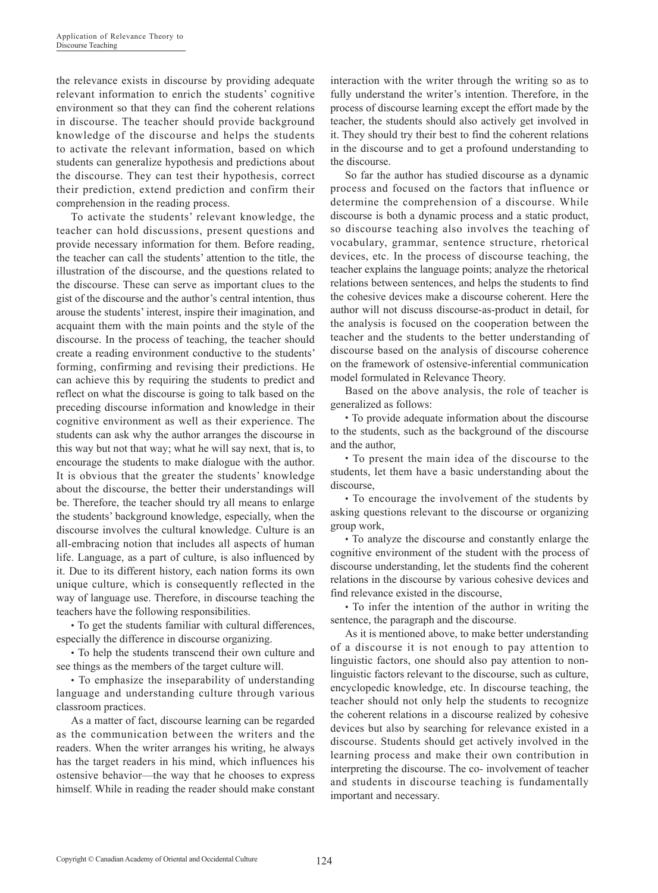the relevance exists in discourse by providing adequate relevant information to enrich the students' cognitive environment so that they can find the coherent relations in discourse. The teacher should provide background knowledge of the discourse and helps the students to activate the relevant information, based on which students can generalize hypothesis and predictions about the discourse. They can test their hypothesis, correct their prediction, extend prediction and confirm their comprehension in the reading process.

To activate the students' relevant knowledge, the teacher can hold discussions, present questions and provide necessary information for them. Before reading, the teacher can call the students' attention to the title, the illustration of the discourse, and the questions related to the discourse. These can serve as important clues to the gist of the discourse and the author's central intention, thus arouse the students' interest, inspire their imagination, and acquaint them with the main points and the style of the discourse. In the process of teaching, the teacher should create a reading environment conductive to the students' forming, confirming and revising their predictions. He can achieve this by requiring the students to predict and reflect on what the discourse is going to talk based on the preceding discourse information and knowledge in their cognitive environment as well as their experience. The students can ask why the author arranges the discourse in this way but not that way; what he will say next, that is, to encourage the students to make dialogue with the author. It is obvious that the greater the students' knowledge about the discourse, the better their understandings will be. Therefore, the teacher should try all means to enlarge the students' background knowledge, especially, when the discourse involves the cultural knowledge. Culture is an all-embracing notion that includes all aspects of human life. Language, as a part of culture, is also influenced by it. Due to its different history, each nation forms its own unique culture, which is consequently reflected in the way of language use. Therefore, in discourse teaching the teachers have the following responsibilities.

• To get the students familiar with cultural differences, especially the difference in discourse organizing.

• To help the students transcend their own culture and see things as the members of the target culture will.

• To emphasize the inseparability of understanding language and understanding culture through various classroom practices.

As a matter of fact, discourse learning can be regarded as the communication between the writers and the readers. When the writer arranges his writing, he always has the target readers in his mind, which influences his ostensive behavior—the way that he chooses to express himself. While in reading the reader should make constant interaction with the writer through the writing so as to fully understand the writer's intention. Therefore, in the process of discourse learning except the effort made by the teacher, the students should also actively get involved in it. They should try their best to find the coherent relations in the discourse and to get a profound understanding to the discourse.

So far the author has studied discourse as a dynamic process and focused on the factors that influence or determine the comprehension of a discourse. While discourse is both a dynamic process and a static product, so discourse teaching also involves the teaching of vocabulary, grammar, sentence structure, rhetorical devices, etc. In the process of discourse teaching, the teacher explains the language points; analyze the rhetorical relations between sentences, and helps the students to find the cohesive devices make a discourse coherent. Here the author will not discuss discourse-as-product in detail, for the analysis is focused on the cooperation between the teacher and the students to the better understanding of discourse based on the analysis of discourse coherence on the framework of ostensive-inferential communication model formulated in Relevance Theory.

Based on the above analysis, the role of teacher is generalized as follows:

• To provide adequate information about the discourse to the students, such as the background of the discourse and the author,

• To present the main idea of the discourse to the students, let them have a basic understanding about the discourse,

• To encourage the involvement of the students by asking questions relevant to the discourse or organizing group work,

• To analyze the discourse and constantly enlarge the cognitive environment of the student with the process of discourse understanding, let the students find the coherent relations in the discourse by various cohesive devices and find relevance existed in the discourse,

• To infer the intention of the author in writing the sentence, the paragraph and the discourse.

As it is mentioned above, to make better understanding of a discourse it is not enough to pay attention to linguistic factors, one should also pay attention to non-linguistic factors relevant to the discourse, such as culture, encyclopedic knowledge, etc. In discourse teaching, the teacher should not only help the students to recognize the coherent relations in a discourse realized by cohesive devices but also by searching for relevance existed in a discourse. Students should get actively involved in the learning process and make their own contribution in interpreting the discourse. The co- involvement of teacher and students in discourse teaching is fundamentally important and necessary.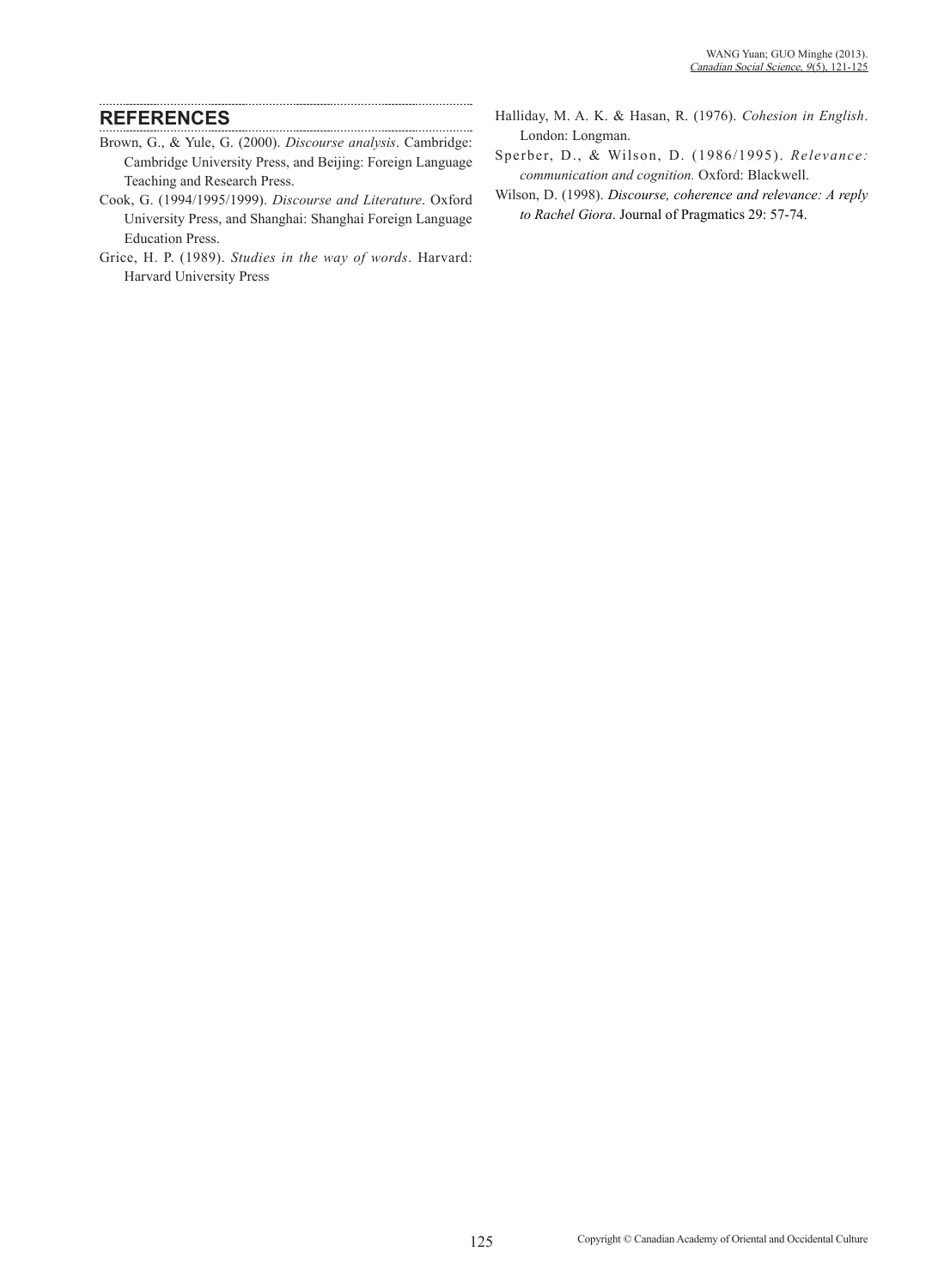## REFERENCES

Brown, G., & Yule, G. (2000). *Discourse analysis*. Cambridge: Cambridge University Press, and Beijing: Foreign Language Teaching and Research Press.

Cook, G. (1994/1995/1999). *Discourse and Literature*. Oxford University Press, and Shanghai: Shanghai Foreign Language Education Press.

Grice, H. P. (1989). *Studies in the way of words*. Harvard: Harvard University Press

Halliday, M. A. K. & Hasan, R. (1976). *Cohesion in English*. London: Longman.

Sperber, D., & Wilson, D. (1986/1995). *Relevance: communication and cognition.* Oxford: Blackwell.

Wilson, D. (1998). *Discourse, coherence and relevance: A reply to Rachel Giora*. Journal of Pragmatics 29: 57-74.